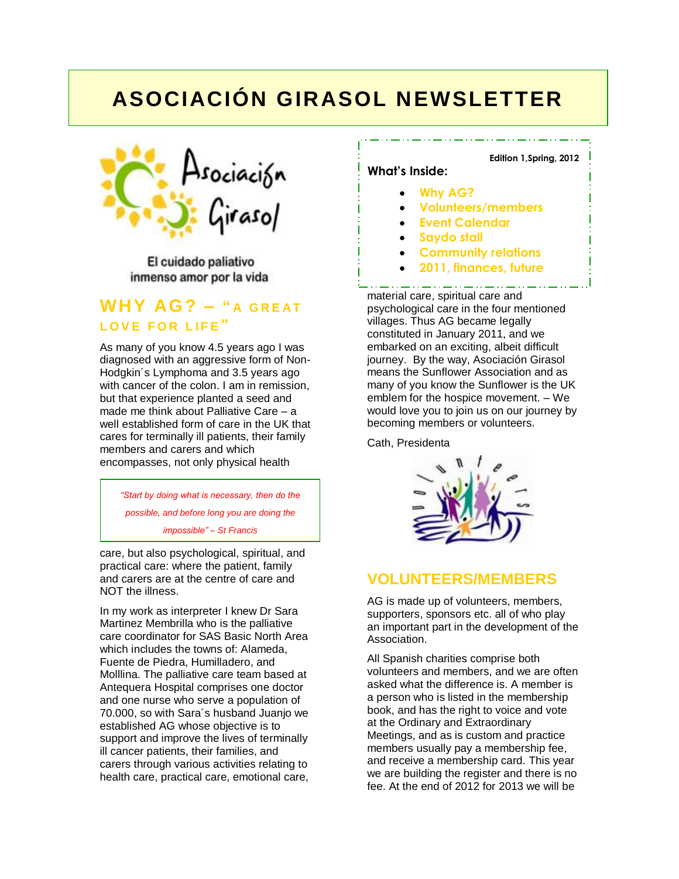# ASOCIACIÓN GIRASOL NEWSLETTER

Asociación Girasol

El cuidado paliativo
inmenso amor por la vida

Edition 1,Spring, 2012

**What's Inside:**

- Why AG?
- Volunteers/members
- Event Calendar
- Saydo stall
- Community relations
- 2011, finances, future

## WHY AG? – "A GREAT LOVE FOR LIFE"

As many of you know 4.5 years ago I was diagnosed with an aggressive form of Non-Hodgkin´s Lymphoma and 3.5 years ago with cancer of the colon. I am in remission, but that experience planted a seed and made me think about Palliative Care – a well established form of care in the UK that cares for terminally ill patients, their family members and carers and which encompasses, not only physical health care, but also psychological, spiritual, and practical care: where the patient, family and carers are at the centre of care and NOT the illness.

> *"Start by doing what is necessary, then do the possible, and before long you are doing the impossible" – St Francis*

In my work as interpreter I knew Dr Sara Martinez Membrilla who is the palliative care coordinator for SAS Basic North Area which includes the towns of: Alameda, Fuente de Piedra, Humilladero, and Molllina. The palliative care team based at Antequera Hospital comprises one doctor and one nurse who serve a population of 70.000, so with Sara´s husband Juanjo we established AG whose objective is to support and improve the lives of terminally ill cancer patients, their families, and carers through various activities relating to health care, practical care, emotional care, material care, spiritual care and psychological care in the four mentioned villages. Thus AG became legally constituted in January 2011, and we embarked on an exciting, albeit difficult journey. By the way, Asociación Girasol means the Sunflower Association and as many of you know the Sunflower is the UK emblem for the hospice movement. – We would love you to join us on our journey by becoming members or volunteers.

Cath, Presidenta

## VOLUNTEERS/MEMBERS

AG is made up of volunteers, members, supporters, sponsors etc. all of who play an important part in the development of the Association.

All Spanish charities comprise both volunteers and members, and we are often asked what the difference is. A member is a person who is listed in the membership book, and has the right to voice and vote at the Ordinary and Extraordinary Meetings, and as is custom and practice members usually pay a membership fee, and receive a membership card. This year we are building the register and there is no fee. At the end of 2012 for 2013 we will be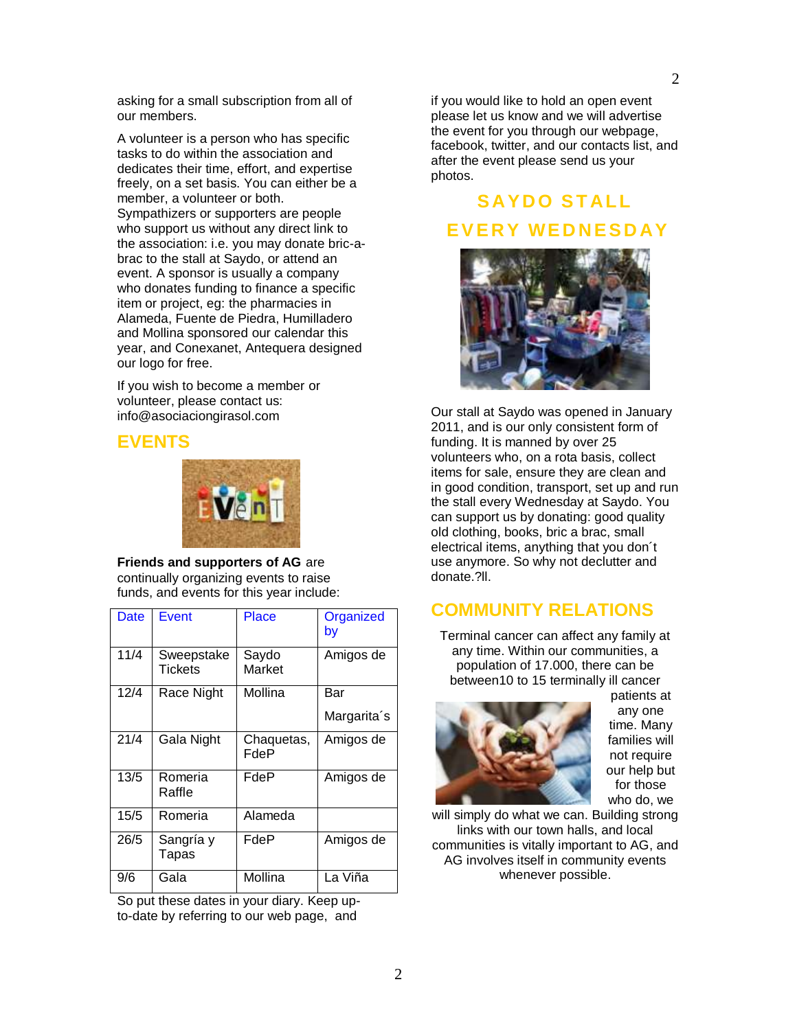asking for a small subscription from all of our members.

A volunteer is a person who has specific tasks to do within the association and dedicates their time, effort, and expertise freely, on a set basis. You can either be a member, a volunteer or both. Sympathizers or supporters are people who support us without any direct link to the association: i.e. you may donate bric-a-brac to the stall at Saydo, or attend an event. A sponsor is usually a company who donates funding to finance a specific item or project, eg: the pharmacies in Alameda, Fuente de Piedra, Humilladero and Mollina sponsored our calendar this year, and Conexanet, Antequera designed our logo for free.

If you wish to become a member or volunteer, please contact us: info@asociaciongirasol.com

## EVENTS

**Friends and supporters of AG** are continually organizing events to raise funds, and events for this year include:

| Date | Event | Place | Organized by |
|---|---|---|---|
| 11/4 | Sweepstake Tickets | Saydo Market | Amigos de |
| 12/4 | Race Night | Mollina | Bar Margarita´s |
| 21/4 | Gala Night | Chaquetas, FdeP | Amigos de |
| 13/5 | Romeria Raffle | FdeP | Amigos de |
| 15/5 | Romeria | Alameda | |
| 26/5 | Sangría y Tapas | FdeP | Amigos de |
| 9/6 | Gala | Mollina | La Viña |

So put these dates in your diary. Keep up-to-date by referring to our web page, and if you would like to hold an open event please let us know and we will advertise the event for you through our webpage, facebook, twitter, and our contacts list, and after the event please send us your photos.

## SAYDO STALL EVERY WEDNESDAY

Our stall at Saydo was opened in January 2011, and is our only consistent form of funding. It is manned by over 25 volunteers who, on a rota basis, collect items for sale, ensure they are clean and in good condition, transport, set up and run the stall every Wednesday at Saydo. You can support us by donating: good quality old clothing, books, bric a brac, small electrical items, anything that you don´t use anymore. So why not declutter and donate.?ll.

## COMMUNITY RELATIONS

Terminal cancer can affect any family at any time. Within our communities, a population of 17.000, there can be between10 to 15 terminally ill cancer patients at any one time. Many families will not require our help but for those who do, we will simply do what we can. Building strong links with our town halls, and local communities is vitally important to AG, and AG involves itself in community events whenever possible.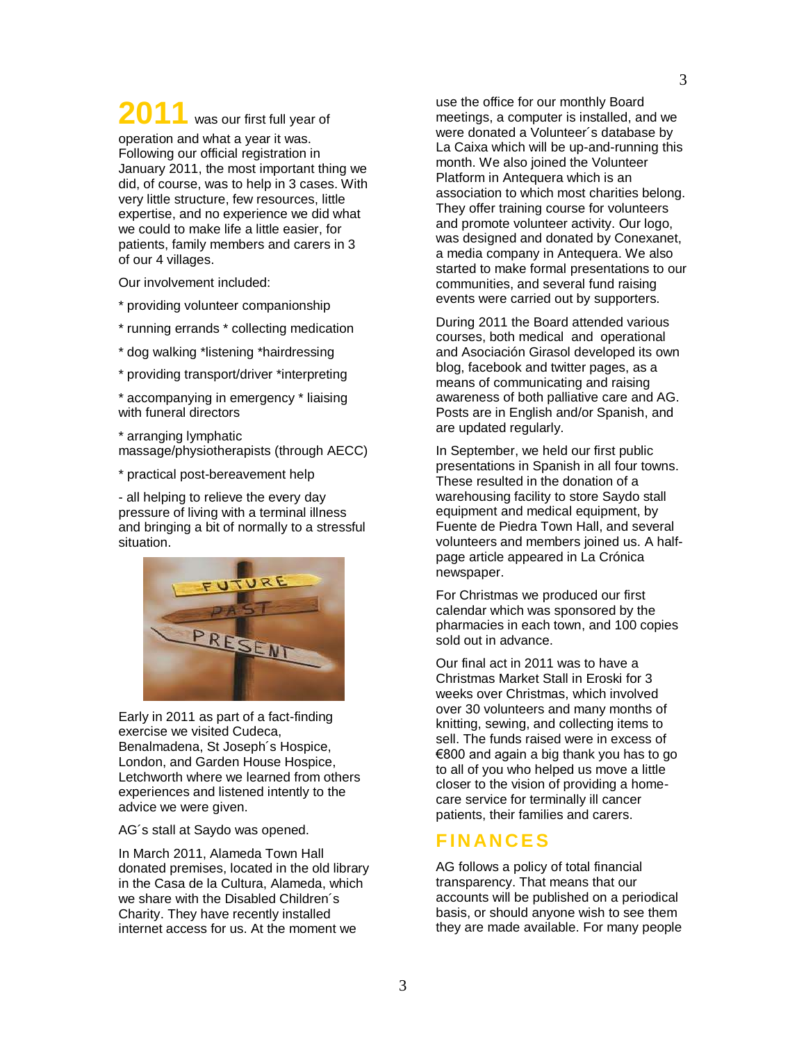**2011** was our first full year of operation and what a year it was. Following our official registration in January 2011, the most important thing we did, of course, was to help in 3 cases. With very little structure, few resources, little expertise, and no experience we did what we could to make life a little easier, for patients, family members and carers in 3 of our 4 villages.

Our involvement included:

* providing volunteer companionship

* running errands * collecting medication

* dog walking *listening *hairdressing

* providing transport/driver *interpreting

* accompanying in emergency * liaising with funeral directors

* arranging lymphatic massage/physiotherapists (through AECC)

* practical post-bereavement help

- all helping to relieve the every day pressure of living with a terminal illness and bringing a bit of normally to a stressful situation.

Early in 2011 as part of a fact-finding exercise we visited Cudeca, Benalmadena, St Joseph´s Hospice, London, and Garden House Hospice, Letchworth where we learned from others experiences and listened intently to the advice we were given.

AG´s stall at Saydo was opened.

In March 2011, Alameda Town Hall donated premises, located in the old library in the Casa de la Cultura, Alameda, which we share with the Disabled Children´s Charity. They have recently installed internet access for us. At the moment we use the office for our monthly Board meetings, a computer is installed, and we were donated a Volunteer´s database by La Caixa which will be up-and-running this month. We also joined the Volunteer Platform in Antequera which is an association to which most charities belong. They offer training course for volunteers and promote volunteer activity. Our logo, was designed and donated by Conexanet, a media company in Antequera. We also started to make formal presentations to our communities, and several fund raising events were carried out by supporters.

During 2011 the Board attended various courses, both medical and operational and Asociación Girasol developed its own blog, facebook and twitter pages, as a means of communicating and raising awareness of both palliative care and AG. Posts are in English and/or Spanish, and are updated regularly.

In September, we held our first public presentations in Spanish in all four towns. These resulted in the donation of a warehousing facility to store Saydo stall equipment and medical equipment, by Fuente de Piedra Town Hall, and several volunteers and members joined us. A half-page article appeared in La Crónica newspaper.

For Christmas we produced our first calendar which was sponsored by the pharmacies in each town, and 100 copies sold out in advance.

Our final act in 2011 was to have a Christmas Market Stall in Eroski for 3 weeks over Christmas, which involved over 30 volunteers and many months of knitting, sewing, and collecting items to sell. The funds raised were in excess of €800 and again a big thank you has to go to all of you who helped us move a little closer to the vision of providing a home-care service for terminally ill cancer patients, their families and carers.

## FINANCES

AG follows a policy of total financial transparency. That means that our accounts will be published on a periodical basis, or should anyone wish to see them they are made available. For many people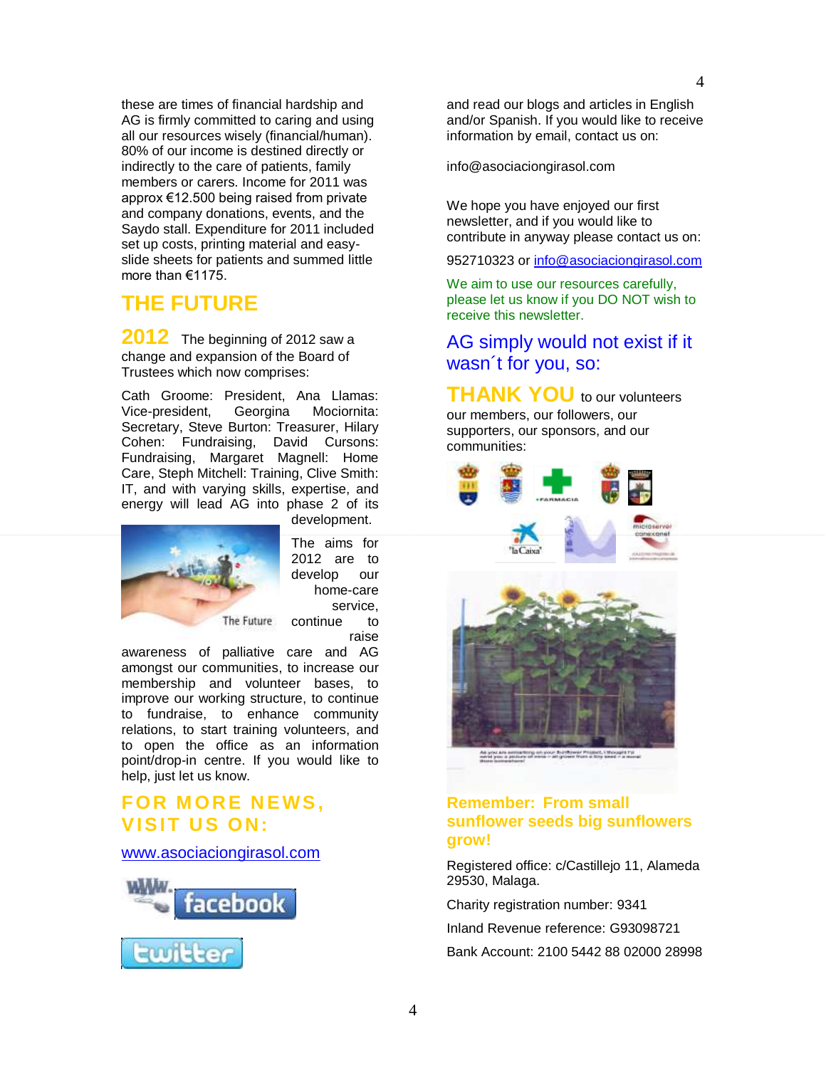these are times of financial hardship and AG is firmly committed to caring and using all our resources wisely (financial/human). 80% of our income is destined directly or indirectly to the care of patients, family members or carers. Income for 2011 was approx €12.500 being raised from private and company donations, events, and the Saydo stall. Expenditure for 2011 included set up costs, printing material and easy-slide sheets for patients and summed little more than €1175.

## THE FUTURE

**2012** The beginning of 2012 saw a change and expansion of the Board of Trustees which now comprises:

Cath Groome: President, Ana Llamas: Vice-president, Georgina Mociornita: Secretary, Steve Burton: Treasurer, Hilary Cohen: Fundraising, David Cursons: Fundraising, Margaret Magnell: Home Care, Steph Mitchell: Training, Clive Smith: IT, and with varying skills, expertise, and energy will lead AG into phase 2 of its development.

The Future

The aims for 2012 are to develop our home-care service, continue to raise awareness of palliative care and AG amongst our communities, to increase our membership and volunteer bases, to improve our working structure, to continue to fundraise, to enhance community relations, to start training volunteers, and to open the office as an information point/drop-in centre. If you would like to help, just let us know.

## FOR MORE NEWS, VISIT US ON:

www.asociaciongirasol.com

and read our blogs and articles in English and/or Spanish. If you would like to receive information by email, contact us on:

info@asociaciongirasol.com

We hope you have enjoyed our first newsletter, and if you would like to contribute in anyway please contact us on:

952710323 or info@asociaciongirasol.com

We aim to use our resources carefully, please let us know if you DO NOT wish to receive this newsletter.

## AG simply would not exist if it wasn´t for you, so:

**THANK YOU** to our volunteers our members, our followers, our supporters, our sponsors, and our communities:

**Remember: From small sunflower seeds big sunflowers grow!**

Registered office: c/Castillejo 11, Alameda 29530, Malaga.

Charity registration number: 9341

Inland Revenue reference: G93098721

Bank Account: 2100 5442 88 02000 28998